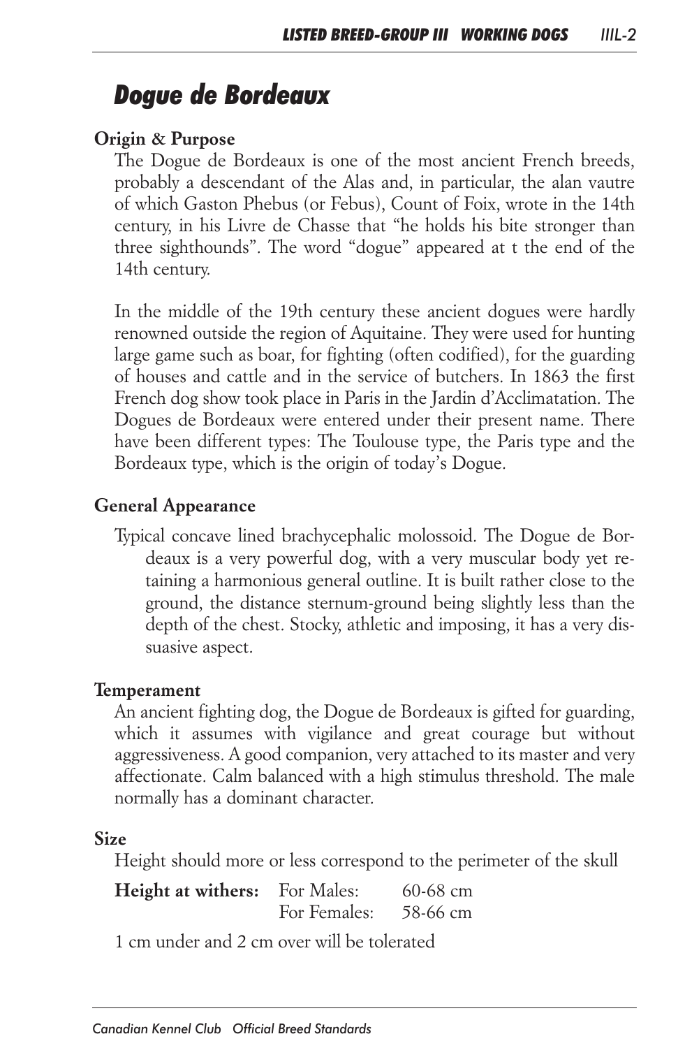# Dogue de Bordeaux

## Origin & Purpose

The Dogue de Bordeaux is one of the most ancient French breeds, probably a descendant of the Alas and, in particular, the alan vautre of which Gaston Phebus (or Febus), Count of Foix, wrote in the 14th century, in his Livre de Chasse that "he holds his bite stronger than three sighthounds". The word "dogue" appeared at t the end of the 14th century.

In the middle of the 19th century these ancient dogues were hardly renowned outside the region of Aquitaine. They were used for hunting large game such as boar, for fighting (often codified), for the guarding of houses and cattle and in the service of butchers. In 1863 the first French dog show took place in Paris in the Jardin d'Acclimatation. The Dogues de Bordeaux were entered under their present name. There have been different types: The Toulouse type, the Paris type and the Bordeaux type, which is the origin of today's Dogue.

## General Appearance

Typical concave lined brachycephalic molossoid. The Dogue de Bordeaux is a very powerful dog, with a very muscular body yet retaining a harmonious general outline. It is built rather close to the ground, the distance sternum-ground being slightly less than the depth of the chest. Stocky, athletic and imposing, it has a very dissuasive aspect.

## Temperament

An ancient fighting dog, the Dogue de Bordeaux is gifted for guarding, which it assumes with vigilance and great courage but without aggressiveness. A good companion, very attached to its master and very affectionate. Calm balanced with a high stimulus threshold. The male normally has a dominant character.

## Size

Height should more or less correspond to the perimeter of the skull

| **Height at withers:** | For Males: | 60-68 cm |
|---|---|---|
| | For Females: | 58-66 cm |

1 cm under and 2 cm over will be tolerated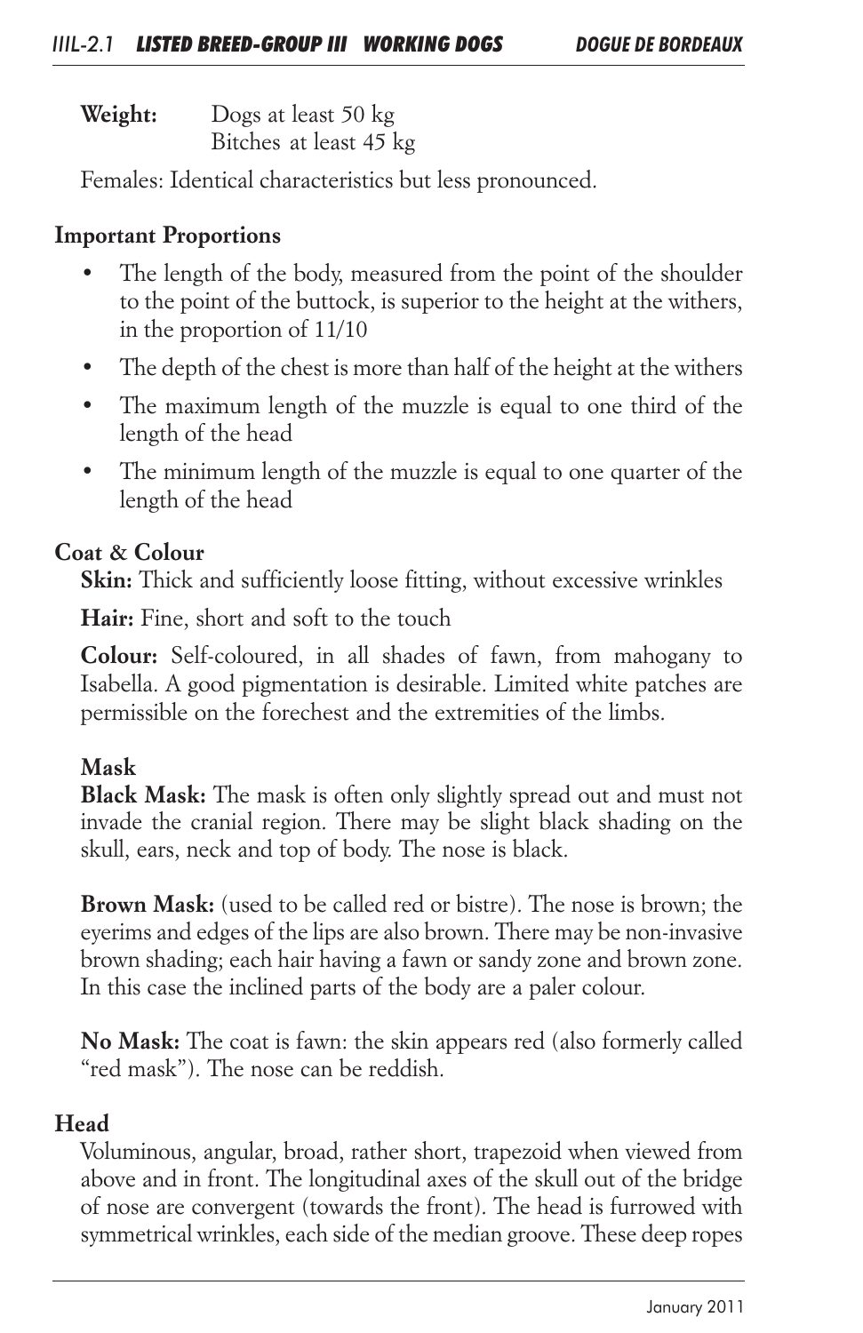**Weight:** Dogs at least 50 kg
Bitches at least 45 kg

Females: Identical characteristics but less pronounced.

## Important Proportions

- The length of the body, measured from the point of the shoulder to the point of the buttock, is superior to the height at the withers, in the proportion of 11/10
- The depth of the chest is more than half of the height at the withers
- The maximum length of the muzzle is equal to one third of the length of the head
- The minimum length of the muzzle is equal to one quarter of the length of the head

## Coat & Colour

**Skin:** Thick and sufficiently loose fitting, without excessive wrinkles

**Hair:** Fine, short and soft to the touch

**Colour:** Self-coloured, in all shades of fawn, from mahogany to Isabella. A good pigmentation is desirable. Limited white patches are permissible on the forechest and the extremities of the limbs.

### Mask

**Black Mask:** The mask is often only slightly spread out and must not invade the cranial region. There may be slight black shading on the skull, ears, neck and top of body. The nose is black.

**Brown Mask:** (used to be called red or bistre). The nose is brown; the eyerims and edges of the lips are also brown. There may be non-invasive brown shading; each hair having a fawn or sandy zone and brown zone. In this case the inclined parts of the body are a paler colour.

**No Mask:** The coat is fawn: the skin appears red (also formerly called "red mask"). The nose can be reddish.

## Head

Voluminous, angular, broad, rather short, trapezoid when viewed from above and in front. The longitudinal axes of the skull out of the bridge of nose are convergent (towards the front). The head is furrowed with symmetrical wrinkles, each side of the median groove. These deep ropes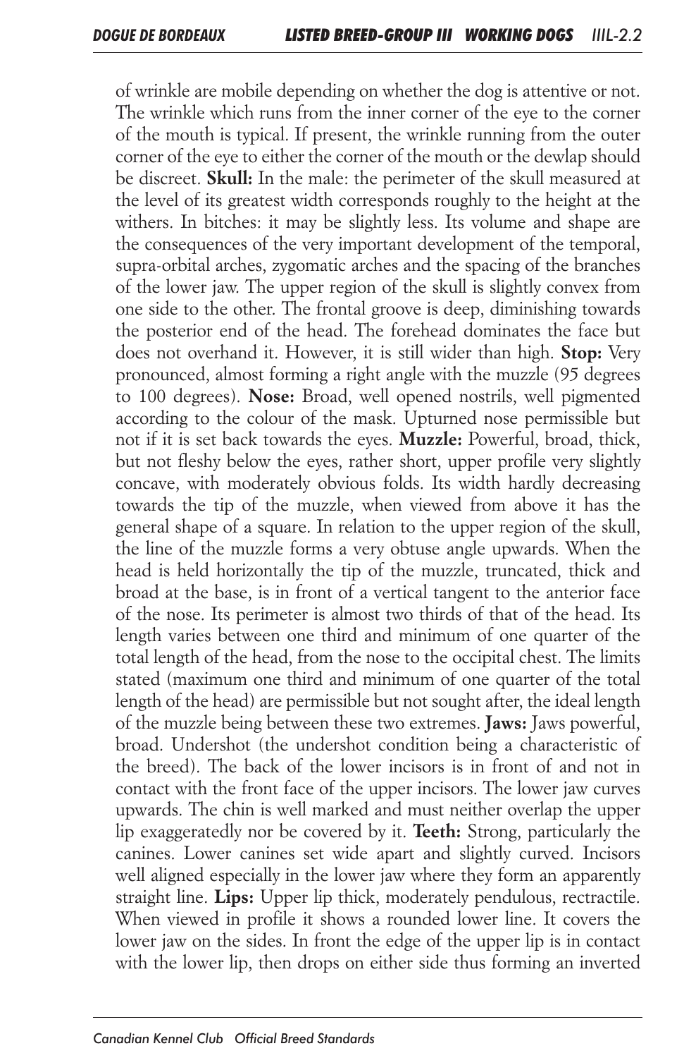of wrinkle are mobile depending on whether the dog is attentive or not. The wrinkle which runs from the inner corner of the eye to the corner of the mouth is typical. If present, the wrinkle running from the outer corner of the eye to either the corner of the mouth or the dewlap should be discreet. **Skull:** In the male: the perimeter of the skull measured at the level of its greatest width corresponds roughly to the height at the withers. In bitches: it may be slightly less. Its volume and shape are the consequences of the very important development of the temporal, supra-orbital arches, zygomatic arches and the spacing of the branches of the lower jaw. The upper region of the skull is slightly convex from one side to the other. The frontal groove is deep, diminishing towards the posterior end of the head. The forehead dominates the face but does not overhand it. However, it is still wider than high. **Stop:** Very pronounced, almost forming a right angle with the muzzle (95 degrees to 100 degrees). **Nose:** Broad, well opened nostrils, well pigmented according to the colour of the mask. Upturned nose permissible but not if it is set back towards the eyes. **Muzzle:** Powerful, broad, thick, but not fleshy below the eyes, rather short, upper profile very slightly concave, with moderately obvious folds. Its width hardly decreasing towards the tip of the muzzle, when viewed from above it has the general shape of a square. In relation to the upper region of the skull, the line of the muzzle forms a very obtuse angle upwards. When the head is held horizontally the tip of the muzzle, truncated, thick and broad at the base, is in front of a vertical tangent to the anterior face of the nose. Its perimeter is almost two thirds of that of the head. Its length varies between one third and minimum of one quarter of the total length of the head, from the nose to the occipital chest. The limits stated (maximum one third and minimum of one quarter of the total length of the head) are permissible but not sought after, the ideal length of the muzzle being between these two extremes. **Jaws:** Jaws powerful, broad. Undershot (the undershot condition being a characteristic of the breed). The back of the lower incisors is in front of and not in contact with the front face of the upper incisors. The lower jaw curves upwards. The chin is well marked and must neither overlap the upper lip exaggeratedly nor be covered by it. **Teeth:** Strong, particularly the canines. Lower canines set wide apart and slightly curved. Incisors well aligned especially in the lower jaw where they form an apparently straight line. **Lips:** Upper lip thick, moderately pendulous, rectractile. When viewed in profile it shows a rounded lower line. It covers the lower jaw on the sides. In front the edge of the upper lip is in contact with the lower lip, then drops on either side thus forming an inverted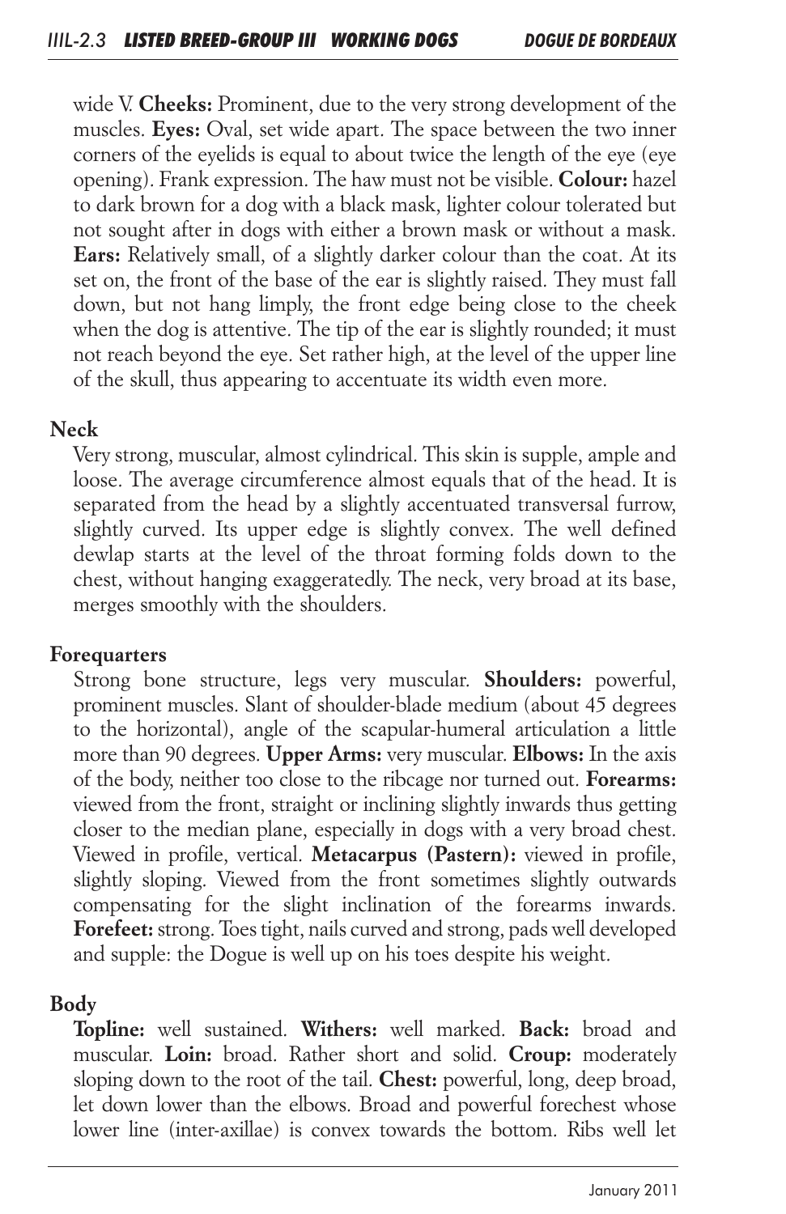wide V. **Cheeks:** Prominent, due to the very strong development of the muscles. **Eyes:** Oval, set wide apart. The space between the two inner corners of the eyelids is equal to about twice the length of the eye (eye opening). Frank expression. The haw must not be visible. **Colour:** hazel to dark brown for a dog with a black mask, lighter colour tolerated but not sought after in dogs with either a brown mask or without a mask. **Ears:** Relatively small, of a slightly darker colour than the coat. At its set on, the front of the base of the ear is slightly raised. They must fall down, but not hang limply, the front edge being close to the cheek when the dog is attentive. The tip of the ear is slightly rounded; it must not reach beyond the eye. Set rather high, at the level of the upper line of the skull, thus appearing to accentuate its width even more.

### Neck

Very strong, muscular, almost cylindrical. This skin is supple, ample and loose. The average circumference almost equals that of the head. It is separated from the head by a slightly accentuated transversal furrow, slightly curved. Its upper edge is slightly convex. The well defined dewlap starts at the level of the throat forming folds down to the chest, without hanging exaggeratedly. The neck, very broad at its base, merges smoothly with the shoulders.

### Forequarters

Strong bone structure, legs very muscular. **Shoulders:** powerful, prominent muscles. Slant of shoulder-blade medium (about 45 degrees to the horizontal), angle of the scapular-humeral articulation a little more than 90 degrees. **Upper Arms:** very muscular. **Elbows:** In the axis of the body, neither too close to the ribcage nor turned out. **Forearms:** viewed from the front, straight or inclining slightly inwards thus getting closer to the median plane, especially in dogs with a very broad chest. Viewed in profile, vertical. **Metacarpus (Pastern):** viewed in profile, slightly sloping. Viewed from the front sometimes slightly outwards compensating for the slight inclination of the forearms inwards. **Forefeet:** strong. Toes tight, nails curved and strong, pads well developed and supple: the Dogue is well up on his toes despite his weight.

### Body

**Topline:** well sustained. **Withers:** well marked. **Back:** broad and muscular. **Loin:** broad. Rather short and solid. **Croup:** moderately sloping down to the root of the tail. **Chest:** powerful, long, deep broad, let down lower than the elbows. Broad and powerful forechest whose lower line (inter-axillae) is convex towards the bottom. Ribs well let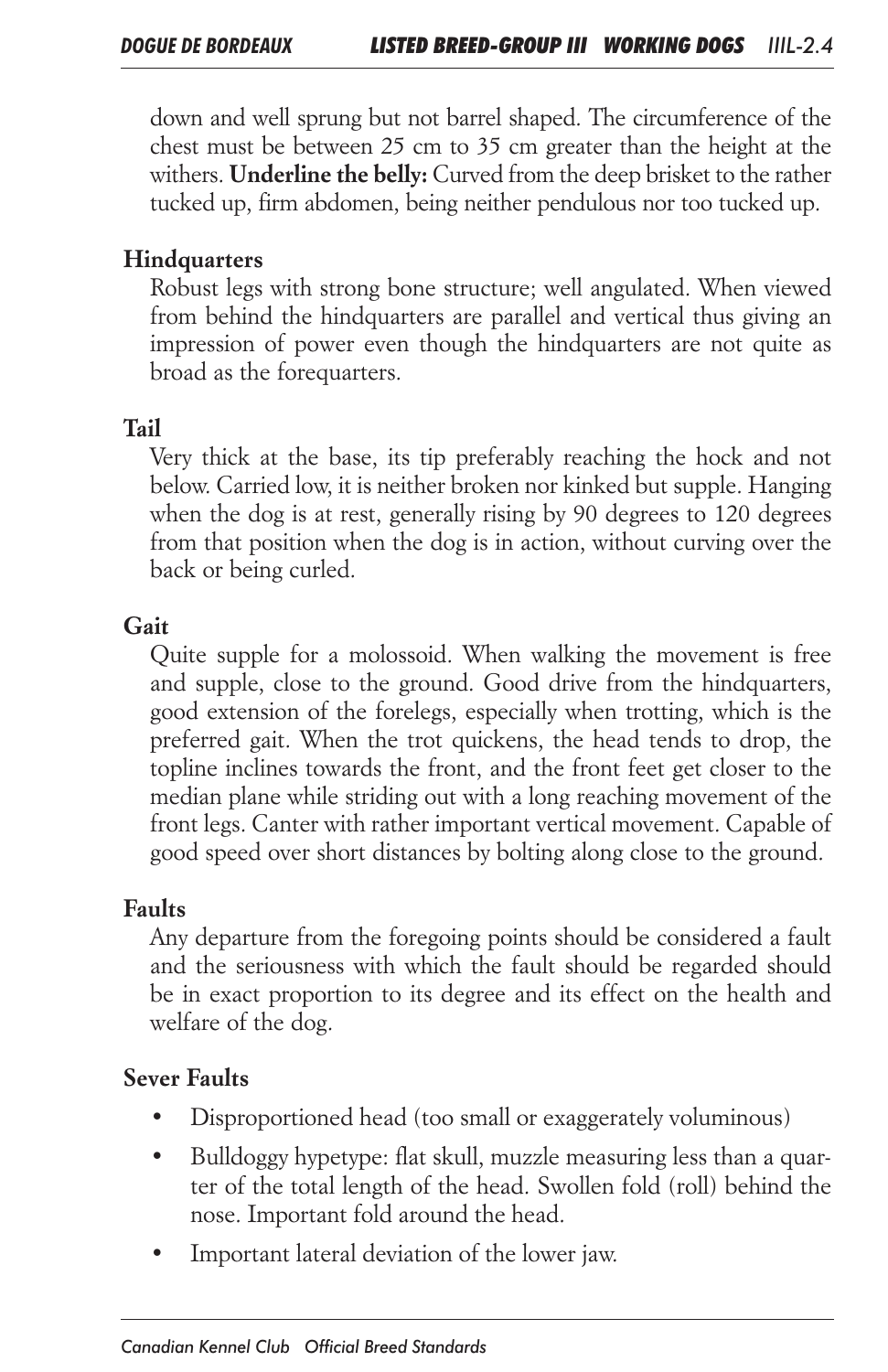down and well sprung but not barrel shaped. The circumference of the chest must be between 25 cm to 35 cm greater than the height at the withers. **Underline the belly:** Curved from the deep brisket to the rather tucked up, firm abdomen, being neither pendulous nor too tucked up.

## Hindquarters

Robust legs with strong bone structure; well angulated. When viewed from behind the hindquarters are parallel and vertical thus giving an impression of power even though the hindquarters are not quite as broad as the forequarters.

## Tail

Very thick at the base, its tip preferably reaching the hock and not below. Carried low, it is neither broken nor kinked but supple. Hanging when the dog is at rest, generally rising by 90 degrees to 120 degrees from that position when the dog is in action, without curving over the back or being curled.

## Gait

Quite supple for a molossoid. When walking the movement is free and supple, close to the ground. Good drive from the hindquarters, good extension of the forelegs, especially when trotting, which is the preferred gait. When the trot quickens, the head tends to drop, the topline inclines towards the front, and the front feet get closer to the median plane while striding out with a long reaching movement of the front legs. Canter with rather important vertical movement. Capable of good speed over short distances by bolting along close to the ground.

## Faults

Any departure from the foregoing points should be considered a fault and the seriousness with which the fault should be regarded should be in exact proportion to its degree and its effect on the health and welfare of the dog.

## Sever Faults

- Disproportioned head (too small or exaggerately voluminous)
- Bulldoggy hypetype: flat skull, muzzle measuring less than a quarter of the total length of the head. Swollen fold (roll) behind the nose. Important fold around the head.
- Important lateral deviation of the lower jaw.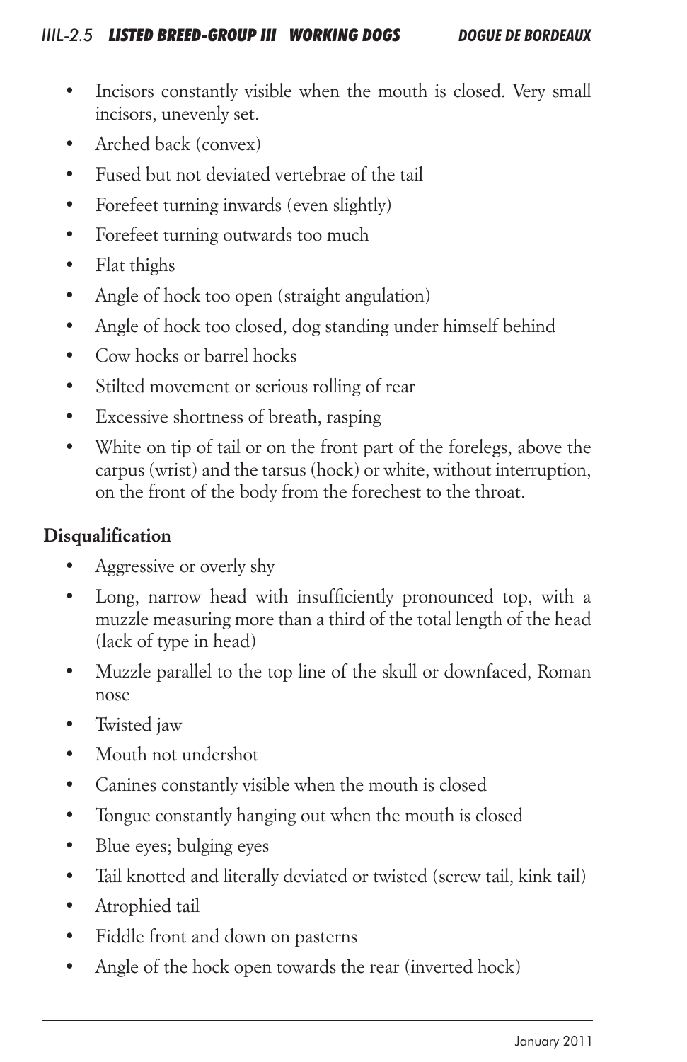- Incisors constantly visible when the mouth is closed. Very small incisors, unevenly set.
- Arched back (convex)
- Fused but not deviated vertebrae of the tail
- Forefeet turning inwards (even slightly)
- Forefeet turning outwards too much
- Flat thighs
- Angle of hock too open (straight angulation)
- Angle of hock too closed, dog standing under himself behind
- Cow hocks or barrel hocks
- Stilted movement or serious rolling of rear
- Excessive shortness of breath, rasping
- White on tip of tail or on the front part of the forelegs, above the carpus (wrist) and the tarsus (hock) or white, without interruption, on the front of the body from the forechest to the throat.

**Disqualification**

- Aggressive or overly shy
- Long, narrow head with insufficiently pronounced top, with a muzzle measuring more than a third of the total length of the head (lack of type in head)
- Muzzle parallel to the top line of the skull or downfaced, Roman nose
- Twisted jaw
- Mouth not undershot
- Canines constantly visible when the mouth is closed
- Tongue constantly hanging out when the mouth is closed
- Blue eyes; bulging eyes
- Tail knotted and literally deviated or twisted (screw tail, kink tail)
- Atrophied tail
- Fiddle front and down on pasterns
- Angle of the hock open towards the rear (inverted hock)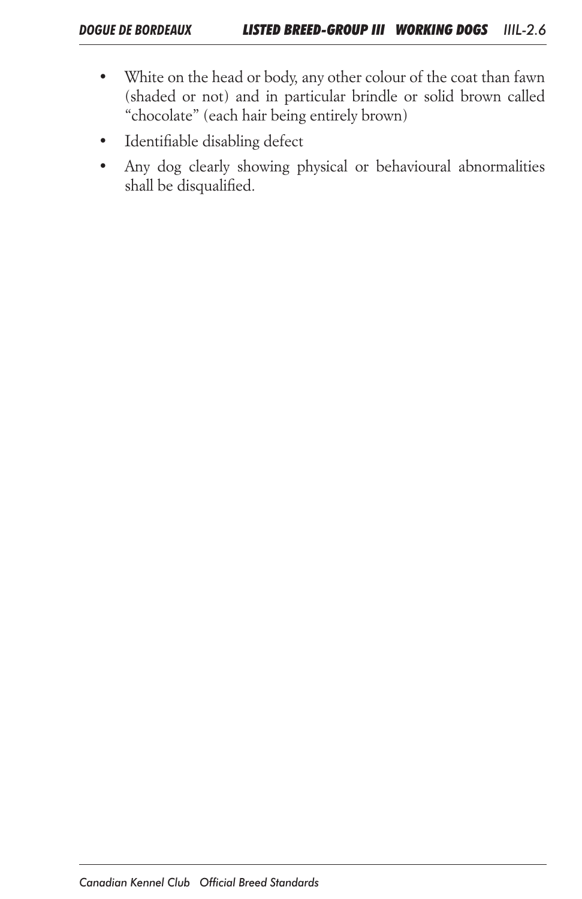- White on the head or body, any other colour of the coat than fawn (shaded or not) and in particular brindle or solid brown called "chocolate" (each hair being entirely brown)
- Identifiable disabling defect
- Any dog clearly showing physical or behavioural abnormalities shall be disqualified.